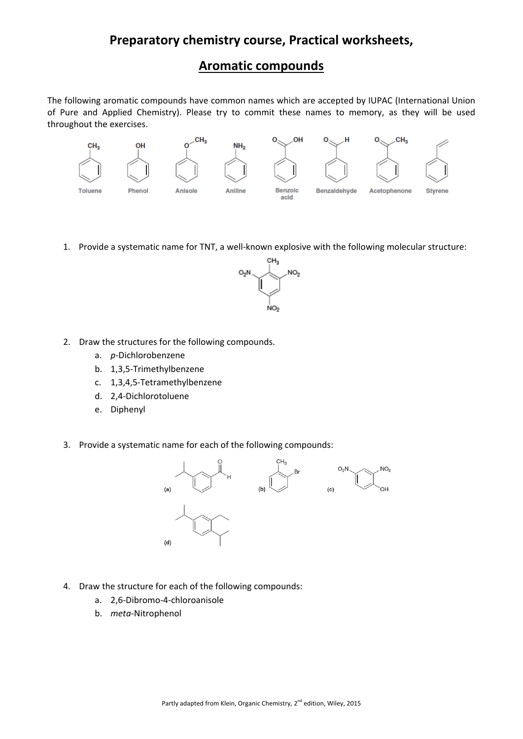# Preparatory chemistry course, Practical worksheets,

## Aromatic compounds

The following aromatic compounds have common names which are accepted by IUPAC (International Union of Pure and Applied Chemistry). Please try to commit these names to memory, as they will be used throughout the exercises.

Toluene, Phenol, Anisole, Aniline, Benzoic acid, Benzaldehyde, Acetophenone, Styrene

1. Provide a systematic name for TNT, a well-known explosive with the following molecular structure:

2. Draw the structures for the following compounds.
   a. *p*-Dichlorobenzene
   b. 1,3,5-Trimethylbenzene
   c. 1,3,4,5-Tetramethylbenzene
   d. 2,4-Dichlorotoluene
   e. Diphenyl

3. Provide a systematic name for each of the following compounds:

   (a) (b) (c) (d)

4. Draw the structure for each of the following compounds:
   a. 2,6-Dibromo-4-chloroanisole
   b. *meta*-Nitrophenol

Partly adapted from Klein, Organic Chemistry, 2nd edition, Wiley, 2015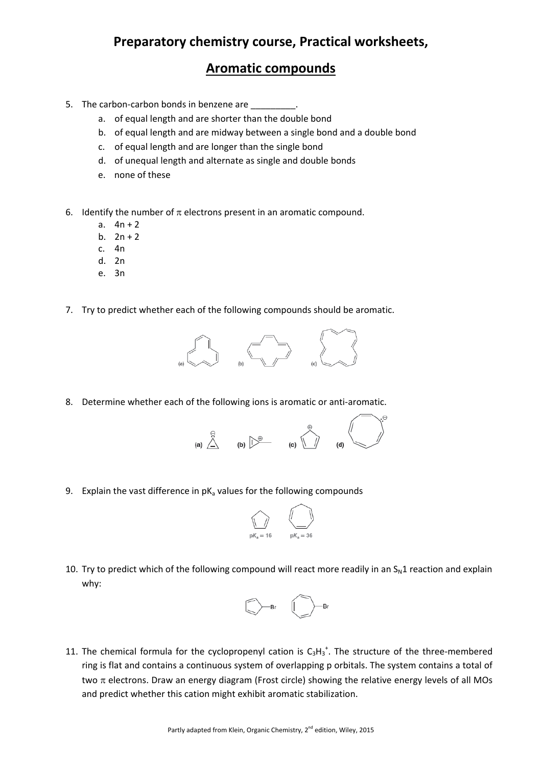# Preparatory chemistry course, Practical worksheets,

## Aromatic compounds

5. The carbon-carbon bonds in benzene are _________.
   a. of equal length and are shorter than the double bond
   b. of equal length and are midway between a single bond and a double bond
   c. of equal length and are longer than the single bond
   d. of unequal length and alternate as single and double bonds
   e. none of these

6. Identify the number of $\pi$ electrons present in an aromatic compound.
   a. 4n + 2
   b. 2n + 2
   c. 4n
   d. 2n
   e. 3n

7. Try to predict whether each of the following compounds should be aromatic.

   (a) (b) (c)

8. Determine whether each of the following ions is aromatic or anti-aromatic.

   (a) (b) (c) (d)

9. Explain the vast difference in $pK_a$ values for the following compounds

   $pK_a = 16$ $pK_a = 36$

10. Try to predict which of the following compound will react more readily in an $S_N1$ reaction and explain why:

    Br Br

11. The chemical formula for the cyclopropenyl cation is $C_3H_3^+$. The structure of the three-membered ring is flat and contains a continuous system of overlapping p orbitals. The system contains a total of two $\pi$ electrons. Draw an energy diagram (Frost circle) showing the relative energy levels of all MOs and predict whether this cation might exhibit aromatic stabilization.

Partly adapted from Klein, Organic Chemistry, 2nd edition, Wiley, 2015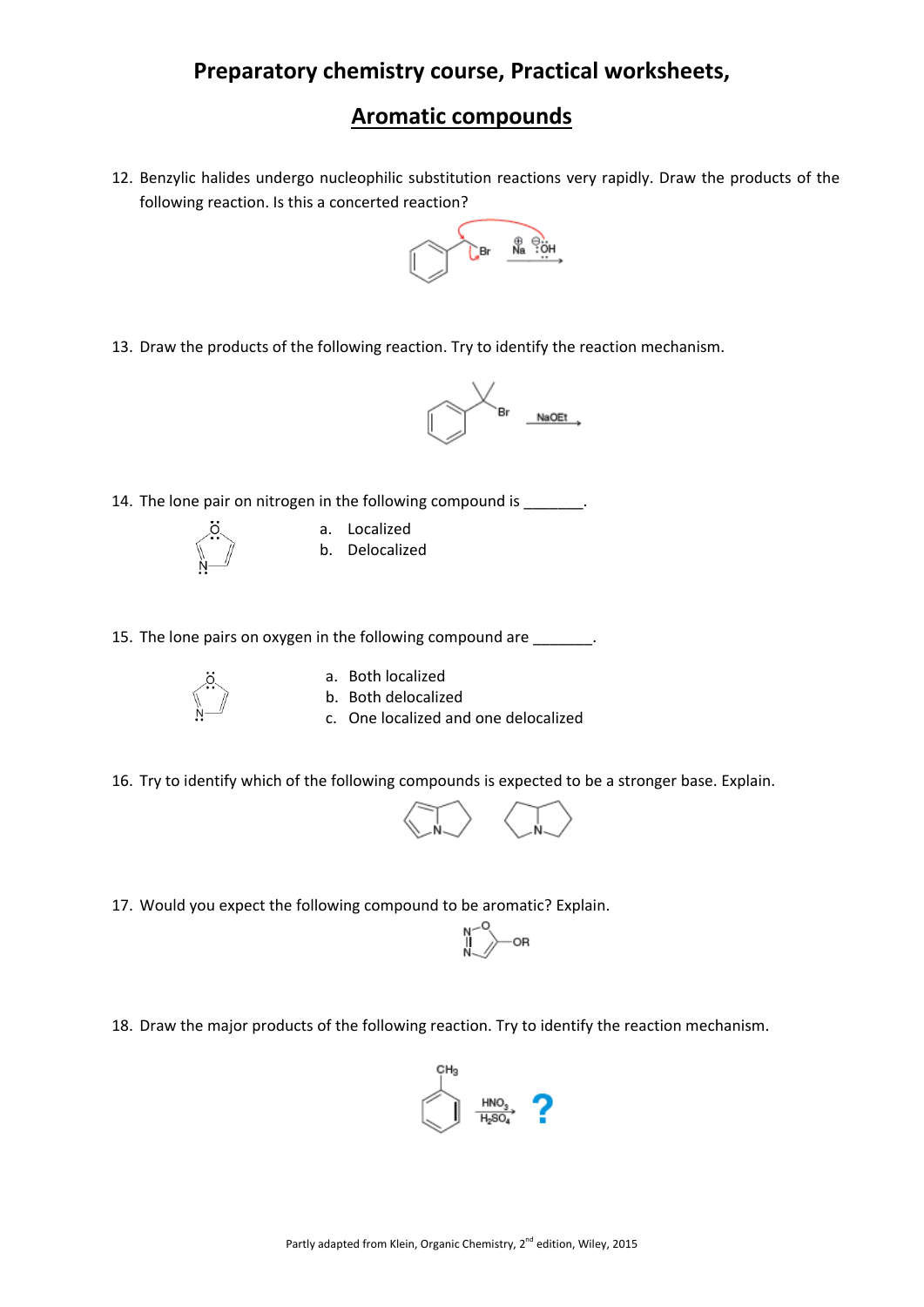# Preparatory chemistry course, Practical worksheets,

## Aromatic compounds

12. Benzylic halides undergo nucleophilic substitution reactions very rapidly. Draw the products of the following reaction. Is this a concerted reaction?

13. Draw the products of the following reaction. Try to identify the reaction mechanism.

14. The lone pair on nitrogen in the following compound is _______.

    a. Localized
    b. Delocalized

15. The lone pairs on oxygen in the following compound are _______.

    a. Both localized
    b. Both delocalized
    c. One localized and one delocalized

16. Try to identify which of the following compounds is expected to be a stronger base. Explain.

17. Would you expect the following compound to be aromatic? Explain.

18. Draw the major products of the following reaction. Try to identify the reaction mechanism.

Partly adapted from Klein, Organic Chemistry, 2nd edition, Wiley, 2015